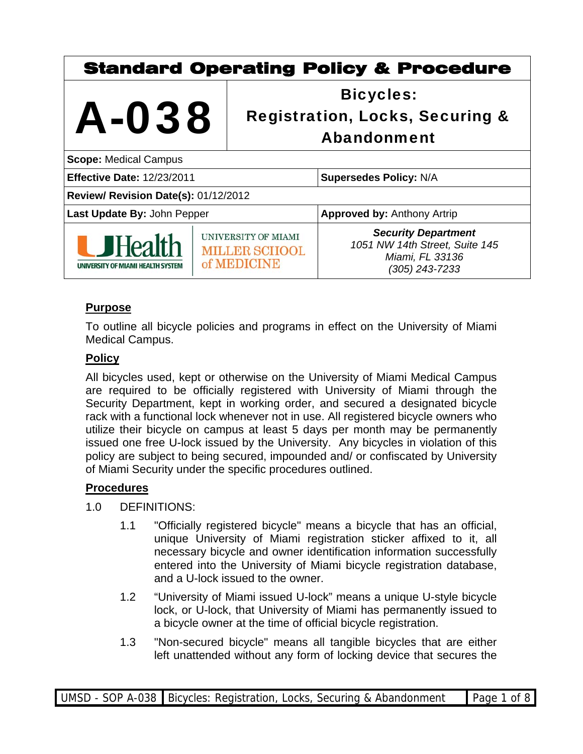# Standard Operating Policy & Procedure

| | |
|---|---|
| **A-038** | **Bicycles: Registration, Locks, Securing & Abandonment** |
| **Scope:** Medical Campus | |
| **Effective Date:** 12/23/2011 | **Supersedes Policy:** N/A |
| **Review/ Revision Date(s):** 01/12/2012 | |
| **Last Update By:** John Pepper | **Approved by:** Anthony Artrip |
| UHealth UNIVERSITY OF MIAMI HEALTH SYSTEM / UNIVERSITY OF MIAMI MILLER SCHOOL of MEDICINE | ***Security Department*** *1051 NW 14th Street, Suite 145* *Miami, FL 33136* *(305) 243-7233* |

## Purpose

To outline all bicycle policies and programs in effect on the University of Miami Medical Campus.

## Policy

All bicycles used, kept or otherwise on the University of Miami Medical Campus are required to be officially registered with University of Miami through the Security Department, kept in working order, and secured a designated bicycle rack with a functional lock whenever not in use. All registered bicycle owners who utilize their bicycle on campus at least 5 days per month may be permanently issued one free U-lock issued by the University. Any bicycles in violation of this policy are subject to being secured, impounded and/ or confiscated by University of Miami Security under the specific procedures outlined.

## Procedures

1.0 DEFINITIONS:

1.1 "Officially registered bicycle" means a bicycle that has an official, unique University of Miami registration sticker affixed to it, all necessary bicycle and owner identification information successfully entered into the University of Miami bicycle registration database, and a U-lock issued to the owner.

1.2 "University of Miami issued U-lock" means a unique U-style bicycle lock, or U-lock, that University of Miami has permanently issued to a bicycle owner at the time of official bicycle registration.

1.3 "Non-secured bicycle" means all tangible bicycles that are either left unattended without any form of locking device that secures the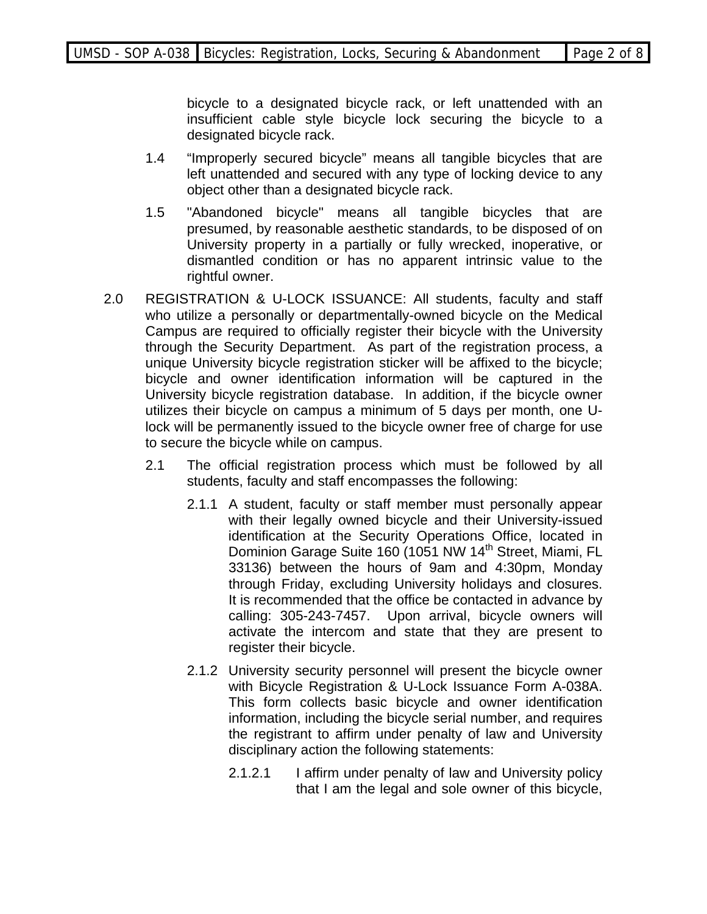bicycle to a designated bicycle rack, or left unattended with an insufficient cable style bicycle lock securing the bicycle to a designated bicycle rack.

1.4 "Improperly secured bicycle" means all tangible bicycles that are left unattended and secured with any type of locking device to any object other than a designated bicycle rack.

1.5 "Abandoned bicycle" means all tangible bicycles that are presumed, by reasonable aesthetic standards, to be disposed of on University property in a partially or fully wrecked, inoperative, or dismantled condition or has no apparent intrinsic value to the rightful owner.

2.0 REGISTRATION & U-LOCK ISSUANCE: All students, faculty and staff who utilize a personally or departmentally-owned bicycle on the Medical Campus are required to officially register their bicycle with the University through the Security Department. As part of the registration process, a unique University bicycle registration sticker will be affixed to the bicycle; bicycle and owner identification information will be captured in the University bicycle registration database. In addition, if the bicycle owner utilizes their bicycle on campus a minimum of 5 days per month, one U-lock will be permanently issued to the bicycle owner free of charge for use to secure the bicycle while on campus.

2.1 The official registration process which must be followed by all students, faculty and staff encompasses the following:

2.1.1 A student, faculty or staff member must personally appear with their legally owned bicycle and their University-issued identification at the Security Operations Office, located in Dominion Garage Suite 160 (1051 NW 14th Street, Miami, FL 33136) between the hours of 9am and 4:30pm, Monday through Friday, excluding University holidays and closures. It is recommended that the office be contacted in advance by calling: 305-243-7457. Upon arrival, bicycle owners will activate the intercom and state that they are present to register their bicycle.

2.1.2 University security personnel will present the bicycle owner with Bicycle Registration & U-Lock Issuance Form A-038A. This form collects basic bicycle and owner identification information, including the bicycle serial number, and requires the registrant to affirm under penalty of law and University disciplinary action the following statements:

2.1.2.1 I affirm under penalty of law and University policy that I am the legal and sole owner of this bicycle,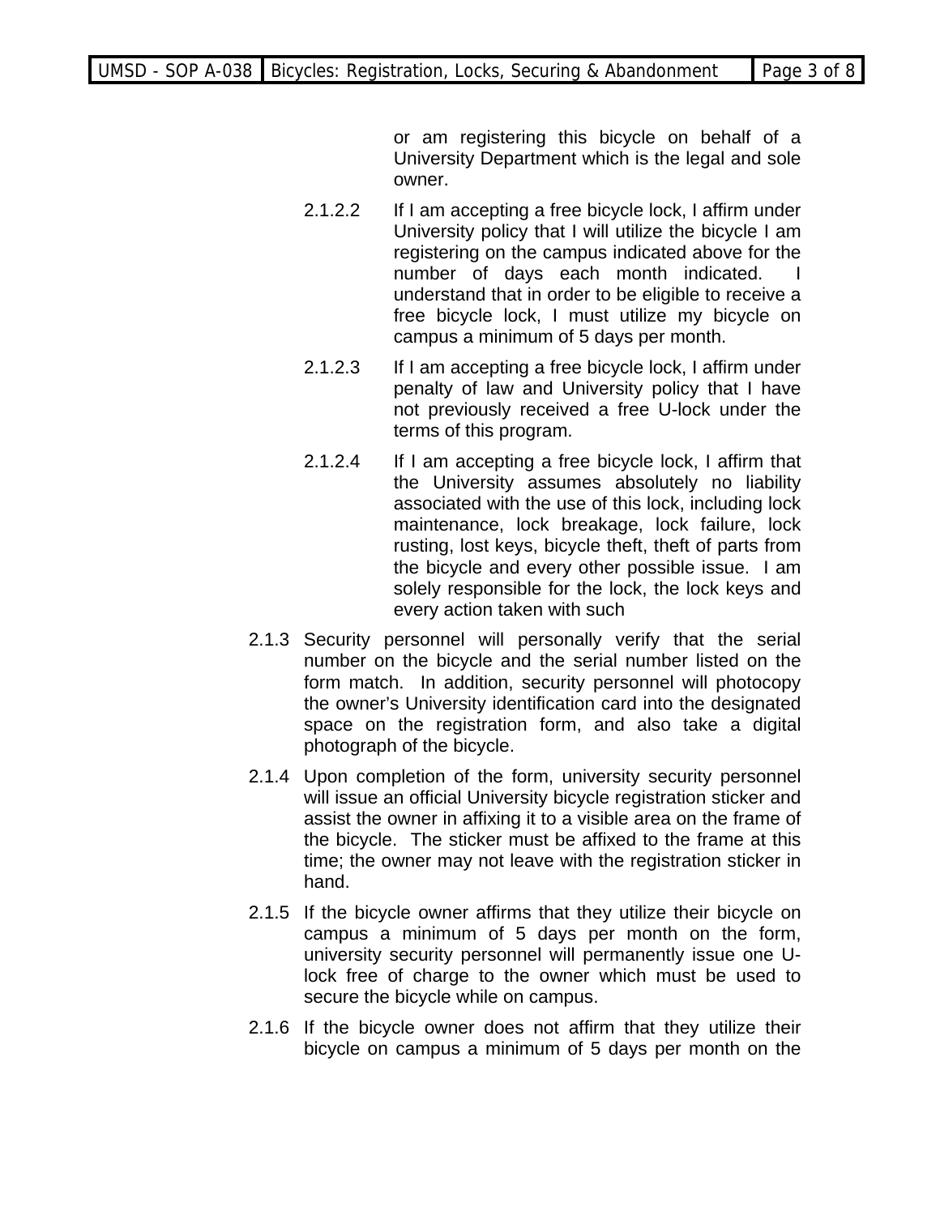or am registering this bicycle on behalf of a University Department which is the legal and sole owner.

2.1.2.2 If I am accepting a free bicycle lock, I affirm under University policy that I will utilize the bicycle I am registering on the campus indicated above for the number of days each month indicated. I understand that in order to be eligible to receive a free bicycle lock, I must utilize my bicycle on campus a minimum of 5 days per month.

2.1.2.3 If I am accepting a free bicycle lock, I affirm under penalty of law and University policy that I have not previously received a free U-lock under the terms of this program.

2.1.2.4 If I am accepting a free bicycle lock, I affirm that the University assumes absolutely no liability associated with the use of this lock, including lock maintenance, lock breakage, lock failure, lock rusting, lost keys, bicycle theft, theft of parts from the bicycle and every other possible issue. I am solely responsible for the lock, the lock keys and every action taken with such

2.1.3 Security personnel will personally verify that the serial number on the bicycle and the serial number listed on the form match. In addition, security personnel will photocopy the owner's University identification card into the designated space on the registration form, and also take a digital photograph of the bicycle.

2.1.4 Upon completion of the form, university security personnel will issue an official University bicycle registration sticker and assist the owner in affixing it to a visible area on the frame of the bicycle. The sticker must be affixed to the frame at this time; the owner may not leave with the registration sticker in hand.

2.1.5 If the bicycle owner affirms that they utilize their bicycle on campus a minimum of 5 days per month on the form, university security personnel will permanently issue one U-lock free of charge to the owner which must be used to secure the bicycle while on campus.

2.1.6 If the bicycle owner does not affirm that they utilize their bicycle on campus a minimum of 5 days per month on the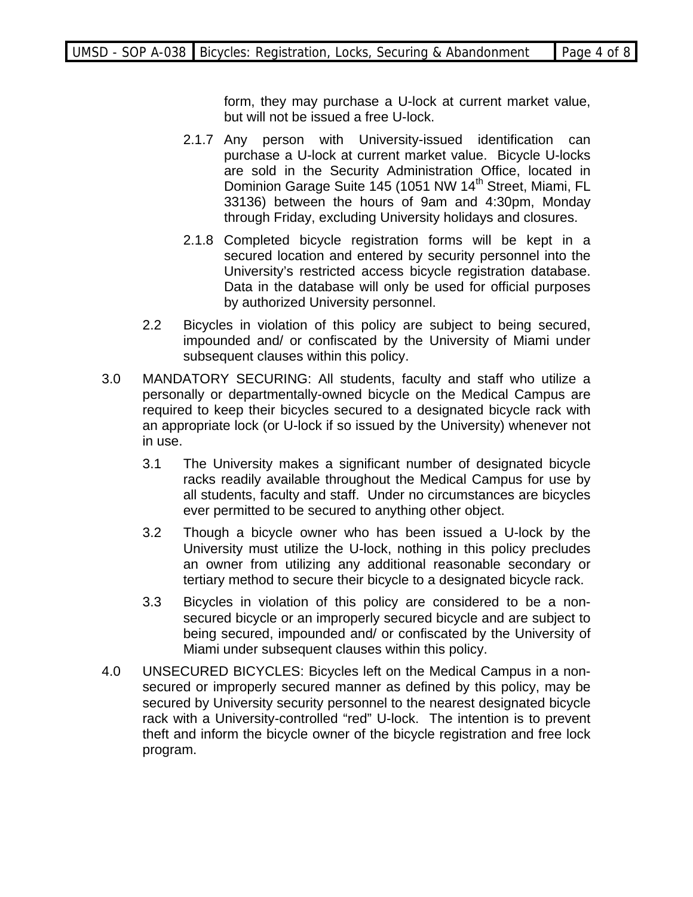form, they may purchase a U-lock at current market value, but will not be issued a free U-lock.

2.1.7 Any person with University-issued identification can purchase a U-lock at current market value. Bicycle U-locks are sold in the Security Administration Office, located in Dominion Garage Suite 145 (1051 NW 14th Street, Miami, FL 33136) between the hours of 9am and 4:30pm, Monday through Friday, excluding University holidays and closures.

2.1.8 Completed bicycle registration forms will be kept in a secured location and entered by security personnel into the University's restricted access bicycle registration database. Data in the database will only be used for official purposes by authorized University personnel.

2.2 Bicycles in violation of this policy are subject to being secured, impounded and/ or confiscated by the University of Miami under subsequent clauses within this policy.

3.0 MANDATORY SECURING: All students, faculty and staff who utilize a personally or departmentally-owned bicycle on the Medical Campus are required to keep their bicycles secured to a designated bicycle rack with an appropriate lock (or U-lock if so issued by the University) whenever not in use.

3.1 The University makes a significant number of designated bicycle racks readily available throughout the Medical Campus for use by all students, faculty and staff. Under no circumstances are bicycles ever permitted to be secured to anything other object.

3.2 Though a bicycle owner who has been issued a U-lock by the University must utilize the U-lock, nothing in this policy precludes an owner from utilizing any additional reasonable secondary or tertiary method to secure their bicycle to a designated bicycle rack.

3.3 Bicycles in violation of this policy are considered to be a non-secured bicycle or an improperly secured bicycle and are subject to being secured, impounded and/ or confiscated by the University of Miami under subsequent clauses within this policy.

4.0 UNSECURED BICYCLES: Bicycles left on the Medical Campus in a non-secured or improperly secured manner as defined by this policy, may be secured by University security personnel to the nearest designated bicycle rack with a University-controlled "red" U-lock. The intention is to prevent theft and inform the bicycle owner of the bicycle registration and free lock program.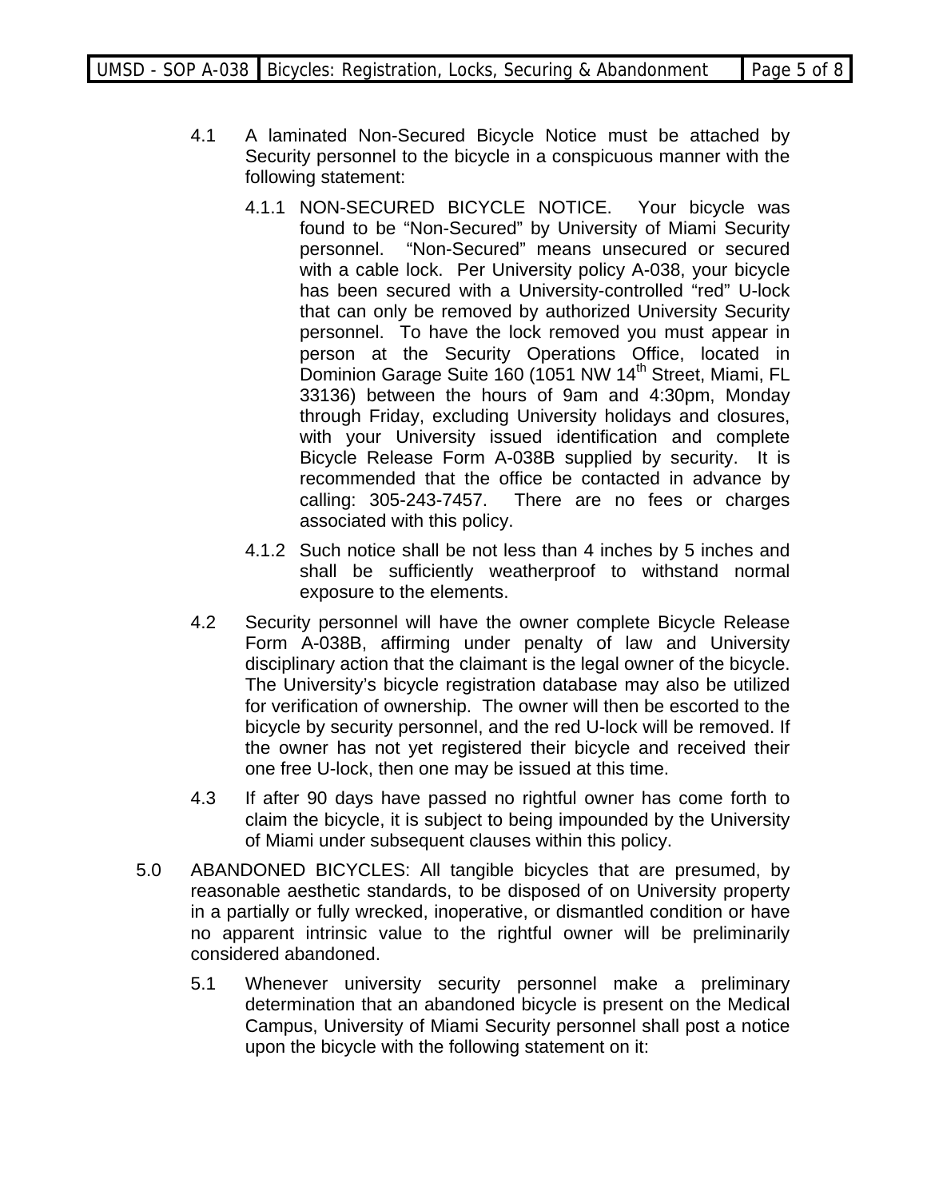4.1 A laminated Non-Secured Bicycle Notice must be attached by Security personnel to the bicycle in a conspicuous manner with the following statement:

   4.1.1 NON-SECURED BICYCLE NOTICE. Your bicycle was found to be "Non-Secured" by University of Miami Security personnel. "Non-Secured" means unsecured or secured with a cable lock. Per University policy A-038, your bicycle has been secured with a University-controlled "red" U-lock that can only be removed by authorized University Security personnel. To have the lock removed you must appear in person at the Security Operations Office, located in Dominion Garage Suite 160 (1051 NW 14th Street, Miami, FL 33136) between the hours of 9am and 4:30pm, Monday through Friday, excluding University holidays and closures, with your University issued identification and complete Bicycle Release Form A-038B supplied by security. It is recommended that the office be contacted in advance by calling: 305-243-7457. There are no fees or charges associated with this policy.

   4.1.2 Such notice shall be not less than 4 inches by 5 inches and shall be sufficiently weatherproof to withstand normal exposure to the elements.

4.2 Security personnel will have the owner complete Bicycle Release Form A-038B, affirming under penalty of law and University disciplinary action that the claimant is the legal owner of the bicycle. The University's bicycle registration database may also be utilized for verification of ownership. The owner will then be escorted to the bicycle by security personnel, and the red U-lock will be removed. If the owner has not yet registered their bicycle and received their one free U-lock, then one may be issued at this time.

4.3 If after 90 days have passed no rightful owner has come forth to claim the bicycle, it is subject to being impounded by the University of Miami under subsequent clauses within this policy.

5.0 ABANDONED BICYCLES: All tangible bicycles that are presumed, by reasonable aesthetic standards, to be disposed of on University property in a partially or fully wrecked, inoperative, or dismantled condition or have no apparent intrinsic value to the rightful owner will be preliminarily considered abandoned.

5.1 Whenever university security personnel make a preliminary determination that an abandoned bicycle is present on the Medical Campus, University of Miami Security personnel shall post a notice upon the bicycle with the following statement on it: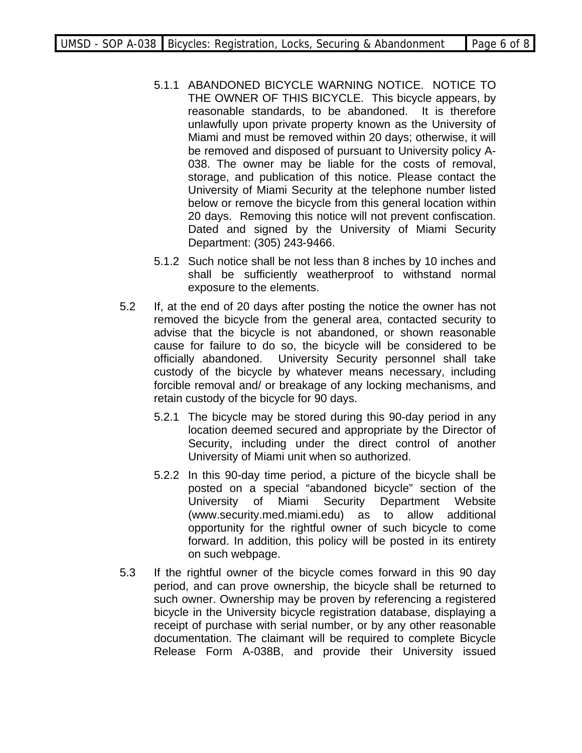5.1.1 ABANDONED BICYCLE WARNING NOTICE. NOTICE TO THE OWNER OF THIS BICYCLE. This bicycle appears, by reasonable standards, to be abandoned. It is therefore unlawfully upon private property known as the University of Miami and must be removed within 20 days; otherwise, it will be removed and disposed of pursuant to University policy A-038. The owner may be liable for the costs of removal, storage, and publication of this notice. Please contact the University of Miami Security at the telephone number listed below or remove the bicycle from this general location within 20 days. Removing this notice will not prevent confiscation. Dated and signed by the University of Miami Security Department: (305) 243-9466.

5.1.2 Such notice shall be not less than 8 inches by 10 inches and shall be sufficiently weatherproof to withstand normal exposure to the elements.

5.2 If, at the end of 20 days after posting the notice the owner has not removed the bicycle from the general area, contacted security to advise that the bicycle is not abandoned, or shown reasonable cause for failure to do so, the bicycle will be considered to be officially abandoned. University Security personnel shall take custody of the bicycle by whatever means necessary, including forcible removal and/ or breakage of any locking mechanisms, and retain custody of the bicycle for 90 days.

5.2.1 The bicycle may be stored during this 90-day period in any location deemed secured and appropriate by the Director of Security, including under the direct control of another University of Miami unit when so authorized.

5.2.2 In this 90-day time period, a picture of the bicycle shall be posted on a special "abandoned bicycle" section of the University of Miami Security Department Website (www.security.med.miami.edu) as to allow additional opportunity for the rightful owner of such bicycle to come forward. In addition, this policy will be posted in its entirety on such webpage.

5.3 If the rightful owner of the bicycle comes forward in this 90 day period, and can prove ownership, the bicycle shall be returned to such owner. Ownership may be proven by referencing a registered bicycle in the University bicycle registration database, displaying a receipt of purchase with serial number, or by any other reasonable documentation. The claimant will be required to complete Bicycle Release Form A-038B, and provide their University issued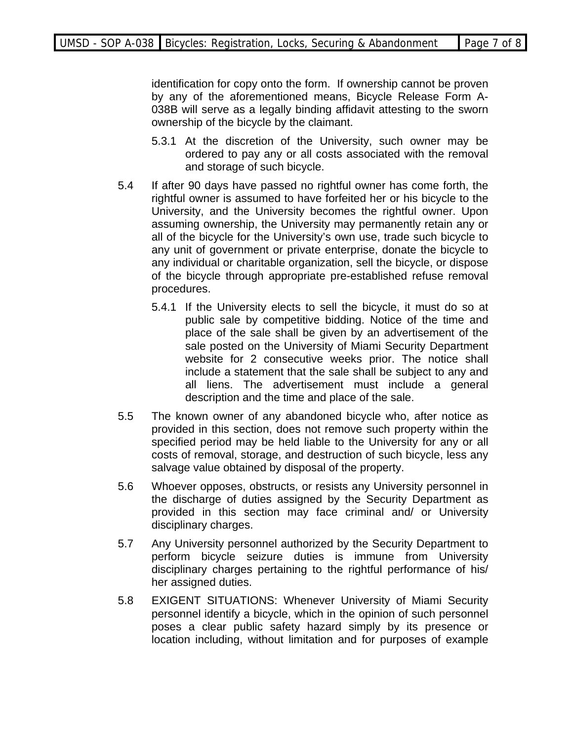identification for copy onto the form. If ownership cannot be proven by any of the aforementioned means, Bicycle Release Form A-038B will serve as a legally binding affidavit attesting to the sworn ownership of the bicycle by the claimant.

5.3.1 At the discretion of the University, such owner may be ordered to pay any or all costs associated with the removal and storage of such bicycle.

5.4 If after 90 days have passed no rightful owner has come forth, the rightful owner is assumed to have forfeited her or his bicycle to the University, and the University becomes the rightful owner. Upon assuming ownership, the University may permanently retain any or all of the bicycle for the University's own use, trade such bicycle to any unit of government or private enterprise, donate the bicycle to any individual or charitable organization, sell the bicycle, or dispose of the bicycle through appropriate pre-established refuse removal procedures.

5.4.1 If the University elects to sell the bicycle, it must do so at public sale by competitive bidding. Notice of the time and place of the sale shall be given by an advertisement of the sale posted on the University of Miami Security Department website for 2 consecutive weeks prior. The notice shall include a statement that the sale shall be subject to any and all liens. The advertisement must include a general description and the time and place of the sale.

5.5 The known owner of any abandoned bicycle who, after notice as provided in this section, does not remove such property within the specified period may be held liable to the University for any or all costs of removal, storage, and destruction of such bicycle, less any salvage value obtained by disposal of the property.

5.6 Whoever opposes, obstructs, or resists any University personnel in the discharge of duties assigned by the Security Department as provided in this section may face criminal and/ or University disciplinary charges.

5.7 Any University personnel authorized by the Security Department to perform bicycle seizure duties is immune from University disciplinary charges pertaining to the rightful performance of his/ her assigned duties.

5.8 EXIGENT SITUATIONS: Whenever University of Miami Security personnel identify a bicycle, which in the opinion of such personnel poses a clear public safety hazard simply by its presence or location including, without limitation and for purposes of example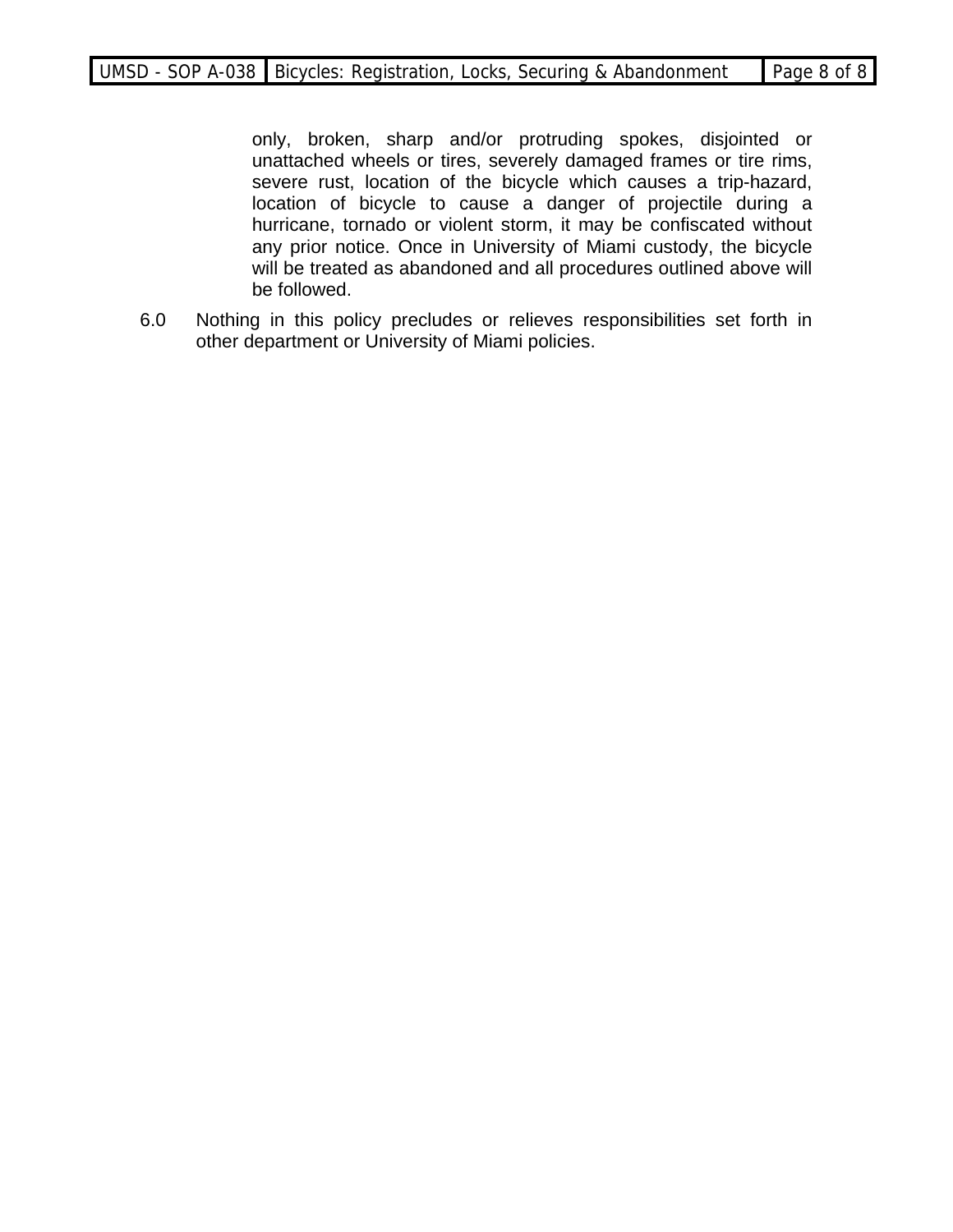only, broken, sharp and/or protruding spokes, disjointed or unattached wheels or tires, severely damaged frames or tire rims, severe rust, location of the bicycle which causes a trip-hazard, location of bicycle to cause a danger of projectile during a hurricane, tornado or violent storm, it may be confiscated without any prior notice. Once in University of Miami custody, the bicycle will be treated as abandoned and all procedures outlined above will be followed.

6.0 Nothing in this policy precludes or relieves responsibilities set forth in other department or University of Miami policies.